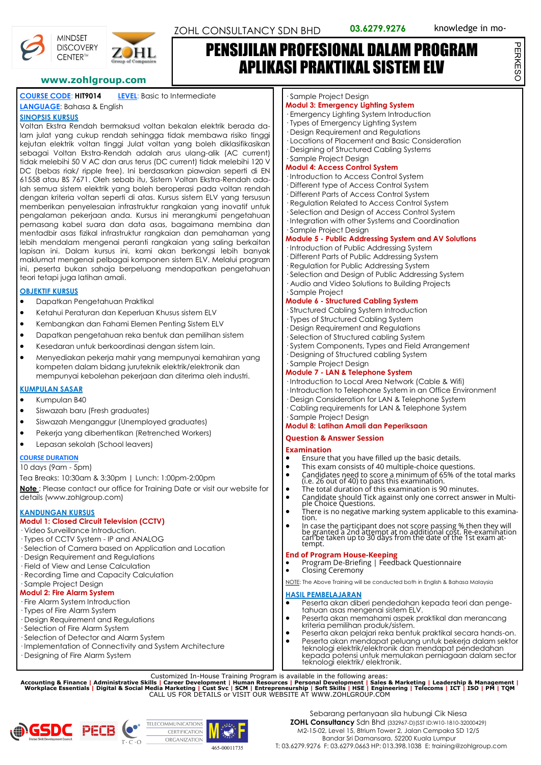MINDSET DISCOVERY CENTER™

ZOHL Group of Companies

www.zohlgroup.com

ZOHL CONSULTANCY SDN BHD **03.6279.9276** knowledge in mo-

# PENSIJILAN PROFESIONAL DALAM PROGRAM APLIKASI PRAKTIKAL SISTEM ELV

PERKESO

**COURSE CODE**: **HIT9014** **LEVEL**: Basic to Intermediate

**LANGUAGE**: Bahasa & English

**SINOPSIS KURSUS**

Voltan Ekstra Rendah bermaksud voltan bekalan elektrik berada dalam julat yang cukup rendah sehingga tidak membawa risiko tinggi kejutan elektrik voltan tinggi Julat voltan yang boleh diklasifikasikan sebagai Voltan Ekstra-Rendah adalah arus ulang-alik (AC current) tidak melebihi 50 V AC dan arus terus (DC current) tidak melebihi 120 V DC (bebas riak/ ripple free). Ini berdasarkan piawaian seperti di EN 61558 atau BS 7671. Oleh sebab itu, Sistem Voltan Ekstra-Rendah adalah semua sistem elektrik yang boleh beroperasi pada voltan rendah dengan kriteria voltan seperti di atas. Kursus sistem ELV yang tersusun memberikan penyelesaian infrastruktur rangkaian yang inovatif untuk pengalaman pekerjaan anda. Kursus ini merangkumi pengetahuan pemasang kabel suara dan data asas, bagaimana membina dan mentadbir asas fizikal infrastruktur rangkaian dan pemahaman yang lebih mendalam mengenai peranti rangkaian yang saling berkaitan lapisan ini. Dalam kursus ini, kami akan berkongsi lebih banyak maklumat mengenai pelbagai komponen sistem ELV. Melalui program ini, peserta bukan sahaja berpeluang mendapatkan pengetahuan teori tetapi juga latihan amali.

**OBJEKTIF KURSUS**

- Dapatkan Pengetahuan Praktikal
- Ketahui Peraturan dan Keperluan Khusus sistem ELV
- Kembangkan dan Fahami Elemen Penting Sistem ELV
- Dapatkan pengetahuan reka bentuk dan pemilihan sistem
- Kesedaran untuk berkoordinasi dengan sistem lain.
- Menyediakan pekerja mahir yang mempunyai kemahiran yang kompeten dalam bidang juruteknik elektrik/elektronik dan mempunyai kebolehan pekerjaan dan diterima oleh industri.

**KUMPULAN SASAR**

- Kumpulan B40
- Siswazah baru (Fresh graduates)
- Siswazah Menganggur (Unemployed graduates)
- Pekerja yang diberhentikan (Retrenched Workers)
- Lepasan sekolah (School leavers)

**COURSE DURATION**

10 days (9am - 5pm)

Tea Breaks: 10:30am & 3:30pm | Lunch: 1:00pm-2:00pm

**Note** : Please contact our office for Training Date or visit our website for details (www.zohlgroup.com)

**KANDUNGAN KURSUS**

**Modul 1: Closed Circuit Television (CCTV)**

· Video Surveillance Introduction.
· Types of CCTV System - IP and ANALOG
· Selection of Camera based on Application and Location
· Design Requirement and Regulations
· Field of View and Lense Calculation
· Recording Time and Capacity Calculation
· Sample Project Design

**Modul 2: Fire Alarm System**

· Fire Alarm System Introduction
· Types of Fire Alarm System
· Design Requirement and Regulations
· Selection of Fire Alarm System
· Selection of Detector and Alarm System
· Implementation of Connectivity and System Architecture
· Designing of Fire Alarm System
· Sample Project Design

**Modul 3: Emergency Lighting System**

· Emergency Lighting System Introduction
· Types of Emergency Lighting System
· Design Requirement and Regulations
· Locations of Placement and Basic Consideration
· Designing of Structured Cabling Systems
· Sample Project Design

**Modul 4: Access Control System**

· Introduction to Access Control System
· Different type of Access Control System
· Different Parts of Access Control System
· Regulation Related to Access Control System
· Selection and Design of Access Control System
· Integration with other Systems and Coordination
· Sample Project Design

**Module 5 - Public Addressing System and AV Solutions**

· Introduction of Public Addressing System
· Different Parts of Public Addressing System
· Regulation for Public Addressing System
· Selection and Design of Public Addressing System
· Audio and Video Solutions to Building Projects
· Sample Project

**Module 6 - Structured Cabling System**

· Structured Cabling System Introduction
· Types of Structured Cabling System
· Design Requirement and Regulations
· Selection of Structured cabling System
· System Components, Types and Field Arrangement
· Designing of Structured cabling System
· Sample Project Design

**Module 7 - LAN & Telephone System**

· Introduction to Local Area Network (Cable & Wifi)
· Introduction to Telephone System in an Office Environment
· Design Consideration for LAN & Telephone System
· Cabling requirements for LAN & Telephone System
· Sample Project Design

**Modul 8: Latihan Amali dan Peperiksaan**

**Question & Answer Session**

**Examination**

- Ensure that you have filled up the basic details.
- This exam consists of 40 multiple-choice questions.
- Candidates need to score a minimum of 65% of the total marks (i.e. 26 out of 40) to pass this examination.
- The total duration of this examination is 90 minutes.
- Candidate should Tick against only one correct answer in Multiple Choice Questions.
- There is no negative marking system applicable to this examination.
- In case the participant does not score passing % then they will be granted a 2nd attempt at no additional cost. Re-examination can be taken up to 30 days from the date of the 1st exam attempt.

**End of Program House-Keeping**

- Program De-Briefing | Feedback Questionnaire
- Closing Ceremony

NOTE: The Above Training will be conducted both in English & Bahasa Malaysia

**HASIL PEMBELAJARAN**

- Peserta akan diberi pendedahan kepada teori dan pengetahuan asas mengenai sistem ELV.
- Peserta akan memahami aspek praktikal dan merancang kriteria pemilihan produk/sistem.
- Peserta akan pelajari reka bentuk praktikal secara hands-on.
- Peserta akan mendapat peluang untuk bekerja dalam sektor teknologi elektrik/elektronik dan mendapat pendedahan kepada potensi untuk memulakan perniagaan dalam sector teknologi elektrik/ elektronik.

Customized In-House Training Program is available in the following areas:

**Accounting & Finance | Administrative Skills | Career Development | Human Resources | Personal Development | Sales & Marketing | Leadership & Management | Workplace Essentials | Digital & Social Media Marketing | Cust Svc | SCM | Entrepreneurship | Soft Skills | HSE | Engineering | Telecoms | ICT | ISO | PM | TQM**

CALL US FOR DETAILS or VISIT OUR WEBSITE AT WWW.ZOHLGROUP.COM

GSDC Global Skill Development Council | PECB | T·C·O | TELECOMMUNICATIONS CERTIFICATION ORGANIZATION | MOF 465-00011735

Sebarang pertanyaan sila hubungi Cik Niesa

**ZOHL Consultancy** Sdn Bhd (332967-D)(SST ID:W10-1810-32000429)

M2-15-02, Level 15, 8trium Tower 2, Jalan Cempaka SD 12/5

Bandar Sri Damansara, 52200 Kuala Lumpur

T: 03.6279.9276 F: 03.6279.0663 HP: 013.398.1038 E: training@zohlgroup.com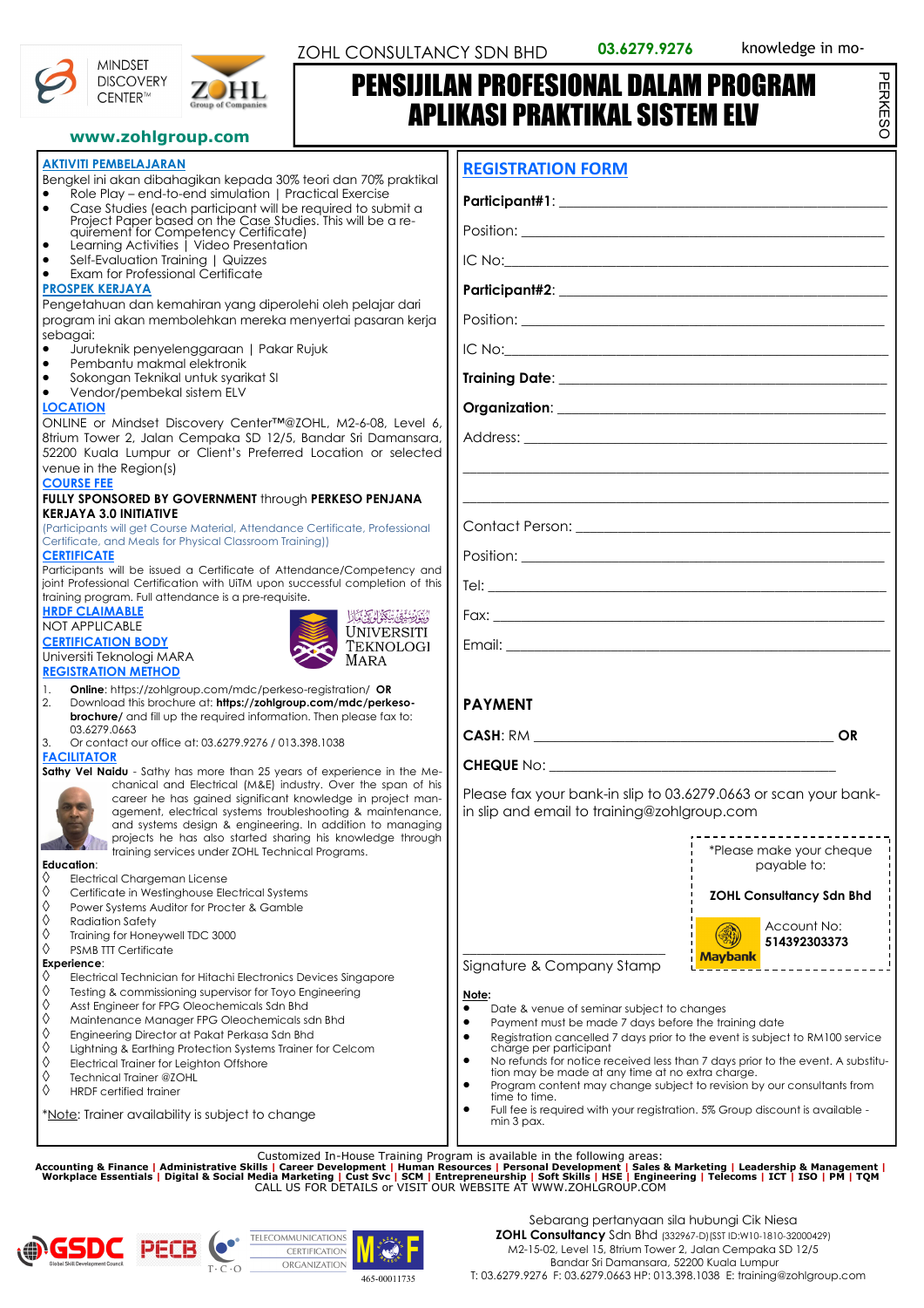MINDSET DISCOVERY CENTER™ ZOHL Group of Companies

ZOHL CONSULTANCY SDN BHD **03.6279.9276** knowledge in mo-

www.zohlgroup.com

# PENSIJILAN PROFESIONAL DALAM PROGRAM APLIKASI PRAKTIKAL SISTEM ELV

PERKESO

## AKTIVITI PEMBELAJARAN

Bengkel ini akan dibahagikan kepada 30% teori dan 70% praktikal

- Role Play – end-to-end simulation | Practical Exercise
- Case Studies (each participant will be required to submit a Project Paper based on the Case Studies. This will be a requirement for Competency Certificate)
- Learning Activities | Video Presentation
- Self-Evaluation Training | Quizzes
- Exam for Professional Certificate

## PROSPEK KERJAYA

Pengetahuan dan kemahiran yang diperolehi oleh pelajar dari program ini akan membolehkan mereka menyertai pasaran kerja sebagai:

- Juruteknik penyelenggaraan | Pakar Rujuk
- Pembantu makmal elektronik
- Sokongan Teknikal untuk syarikat SI
- Vendor/pembekal sistem ELV

## LOCATION

ONLINE or Mindset Discovery Center™@ZOHL, M2-6-08, Level 6, 8trium Tower 2, Jalan Cempaka SD 12/5, Bandar Sri Damansara, 52200 Kuala Lumpur or Client's Preferred Location or selected venue in the Region(s)

## COURSE FEE

**FULLY SPONSORED BY GOVERNMENT** through **PERKESO PENJANA KERJAYA 3.0 INITIATIVE**

(Participants will get Course Material, Attendance Certificate, Professional Certificate, and Meals for Physical Classroom Training))

## CERTIFICATE

Participants will be issued a Certificate of Attendance/Competency and joint Professional Certification with UiTM upon successful completion of this training program. Full attendance is a pre-requisite.

## HRDF CLAIMABLE

NOT APPLICABLE

## CERTIFICATION BODY

Universiti Teknologi MARA

## REGISTRATION METHOD

1. **Online**: https://zohlgroup.com/mdc/perkeso-registration/ **OR**
2. Download this brochure at: **https://zohlgroup.com/mdc/perkeso-brochure/** and fill up the required information. Then please fax to: 03.6279.0663
3. Or contact our office at: 03.6279.9276 / 013.398.1038

## FACILITATOR

**Sathy Vel Naidu** - Sathy has more than 25 years of experience in the Mechanical and Electrical (M&E) industry. Over the span of his career he has gained significant knowledge in project management, electrical systems troubleshooting & maintenance, and systems design & engineering. In addition to managing projects he has also started sharing his knowledge through training services under ZOHL Technical Programs.

**Education**:

- Electrical Chargeman License
- Certificate in Westinghouse Electrical Systems
- Power Systems Auditor for Procter & Gamble
- Radiation Safety
- Training for Honeywell TDC 3000
- PSMB TTT Certificate

**Experience**:

- Electrical Technician for Hitachi Electronics Devices Singapore
- Testing & commissioning supervisor for Toyo Engineering
- Asst Engineer for FPG Oleochemicals Sdn Bhd
- Maintenance Manager FPG Oleochemicals sdn Bhd
- Engineering Director at Pakat Perkasa Sdn Bhd
- Lightning & Earthing Protection Systems Trainer for Celcom
- Electrical Trainer for Leighton Offshore
- Technical Trainer @ZOHL
- HRDF certified trainer

*Note: Trainer availability is subject to change

## REGISTRATION FORM

**Participant#1**: ______________________

Position: ______________________

IC No: ______________________

**Participant#2**: ______________________

Position: ______________________

IC No: ______________________

**Training Date**: ______________________

**Organization**: ______________________

Address: ______________________

______________________

______________________

Contact Person: ______________________

Position: ______________________

Tel: ______________________

Fax: ______________________

Email: ______________________

## PAYMENT

**CASH**: RM ______________________ **OR**

**CHEQUE** No: ______________________

Please fax your bank-in slip to 03.6279.0663 or scan your bank-in slip and email to training@zohlgroup.com

*Please make your cheque payable to:

**ZOHL Consultancy Sdn Bhd**

Maybank Account No: **514392303373**

______________________
Signature & Company Stamp

**Note**:

- Date & venue of seminar subject to changes
- Payment must be made 7 days before the training date
- Registration cancelled 7 days prior to the event is subject to RM100 service charge per participant
- No refunds for notice received less than 7 days prior to the event. A substitution may be made at any time at no extra charge.
- Program content may change subject to revision by our consultants from time to time.
- Full fee is required with your registration. 5% Group discount is available - min 3 pax.

Customized In-House Training Program is available in the following areas:
**Accounting & Finance | Administrative Skills | Career Development | Human Resources | Personal Development | Sales & Marketing | Leadership & Management | Workplace Essentials | Digital & Social Media Marketing | Cust Svc | SCM | Entrepreneurship | Soft Skills | HSE | Engineering | Telecoms | ICT | ISO | PM | TQM**
CALL US FOR DETAILS or VISIT OUR WEBSITE AT WWW.ZOHLGROUP.COM

GSDC PECB T·C·O TELECOMMUNICATIONS CERTIFICATION ORGANIZATION MOF 465-00011735

Sebarang pertanyaan sila hubungi Cik Niesa
**ZOHL Consultancy** Sdn Bhd (332967-D)(SST ID:W10-1810-32000429)
M2-15-02, Level 15, 8trium Tower 2, Jalan Cempaka SD 12/5
Bandar Sri Damansara, 52200 Kuala Lumpur
T: 03.6279.9276 F: 03.6279.0663 HP: 013.398.1038 E: training@zohlgroup.com